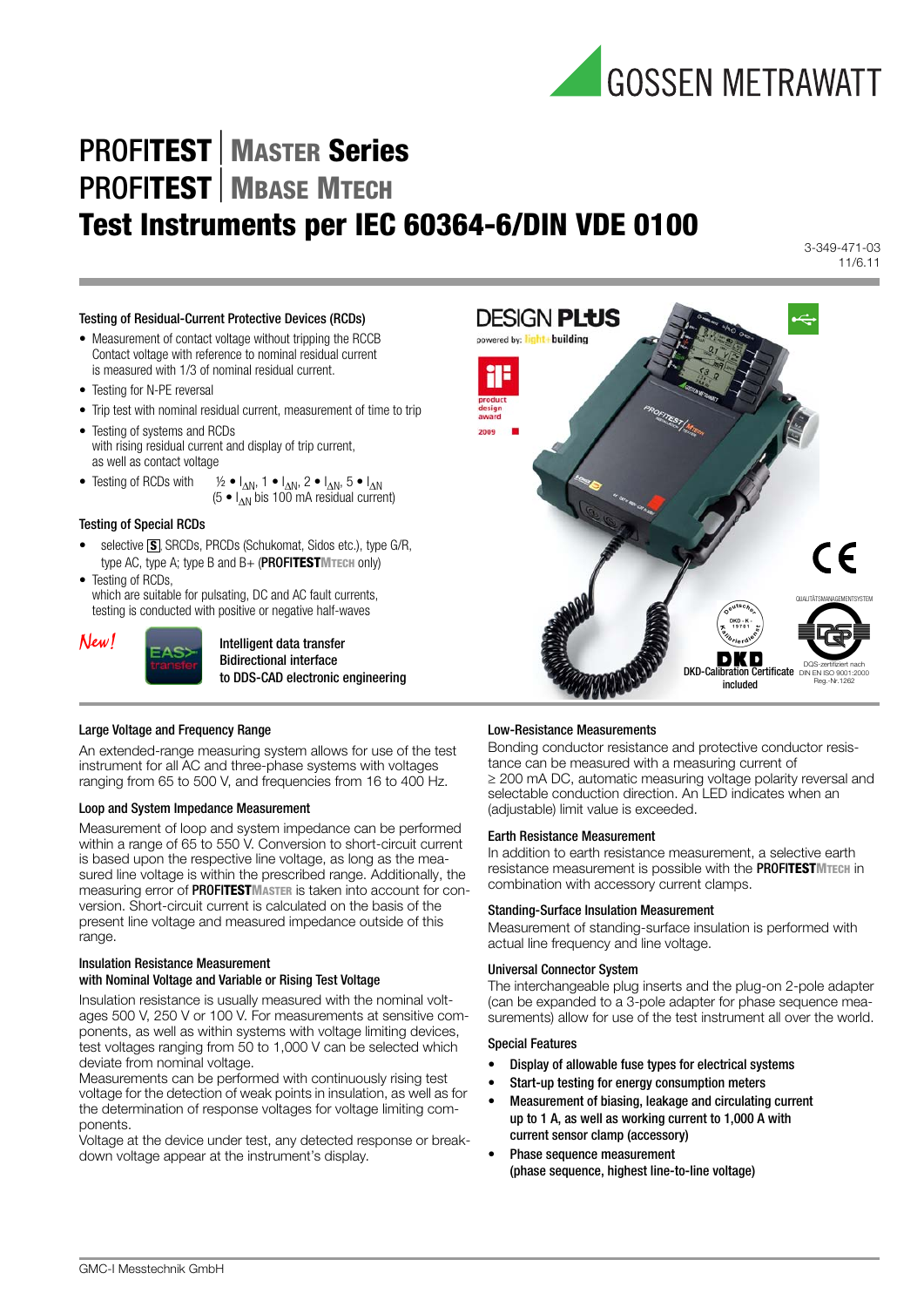# PROFITEST | MASTER Series
# PROFITEST | MBASE MTECH
# Test Instruments per IEC 60364-6/DIN VDE 0100

3-349-471-03
11/6.11

### Testing of Residual-Current Protective Devices (RCDs)

- Measurement of contact voltage without tripping the RCCB Contact voltage with reference to nominal residual current is measured with 1/3 of nominal residual current.
- Testing for N-PE reversal
- Trip test with nominal residual current, measurement of time to trip
- Testing of systems and RCDs with rising residual current and display of trip current, as well as contact voltage
- Testing of RCDs with ½ • $I_{\Delta N}$, 1 • $I_{\Delta N}$, 2 • $I_{\Delta N}$, 5 • $I_{\Delta N}$ (5 • $I_{\Delta N}$ bis 100 mA residual current)

### Testing of Special RCDs

- selective S, SRCDs, PRCDs (Schukomat, Sidos etc.), type G/R, type AC, type A; type B and B+ (**PROFITESTMTECH** only)
- Testing of RCDs, which are suitable for pulsating, DC and AC fault currents, testing is conducted with positive or negative half-waves

*New!* EAS> transfer — Intelligent data transfer Bidirectional interface to DDS-CAD electronic engineering

DESIGN PLUS powered by: light+building — product design award 2009

DKD-Calibration Certificate included

DQS-zertifiziert nach DIN EN ISO 9001:2000 Reg.-Nr.1262

### Large Voltage and Frequency Range

An extended-range measuring system allows for use of the test instrument for all AC and three-phase systems with voltages ranging from 65 to 500 V, and frequencies from 16 to 400 Hz.

### Loop and System Impedance Measurement

Measurement of loop and system impedance can be performed within a range of 65 to 550 V. Conversion to short-circuit current is based upon the respective line voltage, as long as the measured line voltage is within the prescribed range. Additionally, the measuring error of **PROFITESTMASTER** is taken into account for conversion. Short-circuit current is calculated on the basis of the present line voltage and measured impedance outside of this range.

### Insulation Resistance Measurement with Nominal Voltage and Variable or Rising Test Voltage

Insulation resistance is usually measured with the nominal voltages 500 V, 250 V or 100 V. For measurements at sensitive components, as well as within systems with voltage limiting devices, test voltages ranging from 50 to 1,000 V can be selected which deviate from nominal voltage.
Measurements can be performed with continuously rising test voltage for the detection of weak points in insulation, as well as for the determination of response voltages for voltage limiting components.
Voltage at the device under test, any detected response or breakdown voltage appear at the instrument's display.

### Low-Resistance Measurements

Bonding conductor resistance and protective conductor resistance can be measured with a measuring current of ≥ 200 mA DC, automatic measuring voltage polarity reversal and selectable conduction direction. An LED indicates when an (adjustable) limit value is exceeded.

### Earth Resistance Measurement

In addition to earth resistance measurement, a selective earth resistance measurement is possible with the **PROFITESTMTECH** in combination with accessory current clamps.

### Standing-Surface Insulation Measurement

Measurement of standing-surface insulation is performed with actual line frequency and line voltage.

### Universal Connector System

The interchangeable plug inserts and the plug-on 2-pole adapter (can be expanded to a 3-pole adapter for phase sequence measurements) allow for use of the test instrument all over the world.

### Special Features

- Display of allowable fuse types for electrical systems
- Start-up testing for energy consumption meters
- Measurement of biasing, leakage and circulating current up to 1 A, as well as working current to 1,000 A with current sensor clamp (accessory)
- Phase sequence measurement (phase sequence, highest line-to-line voltage)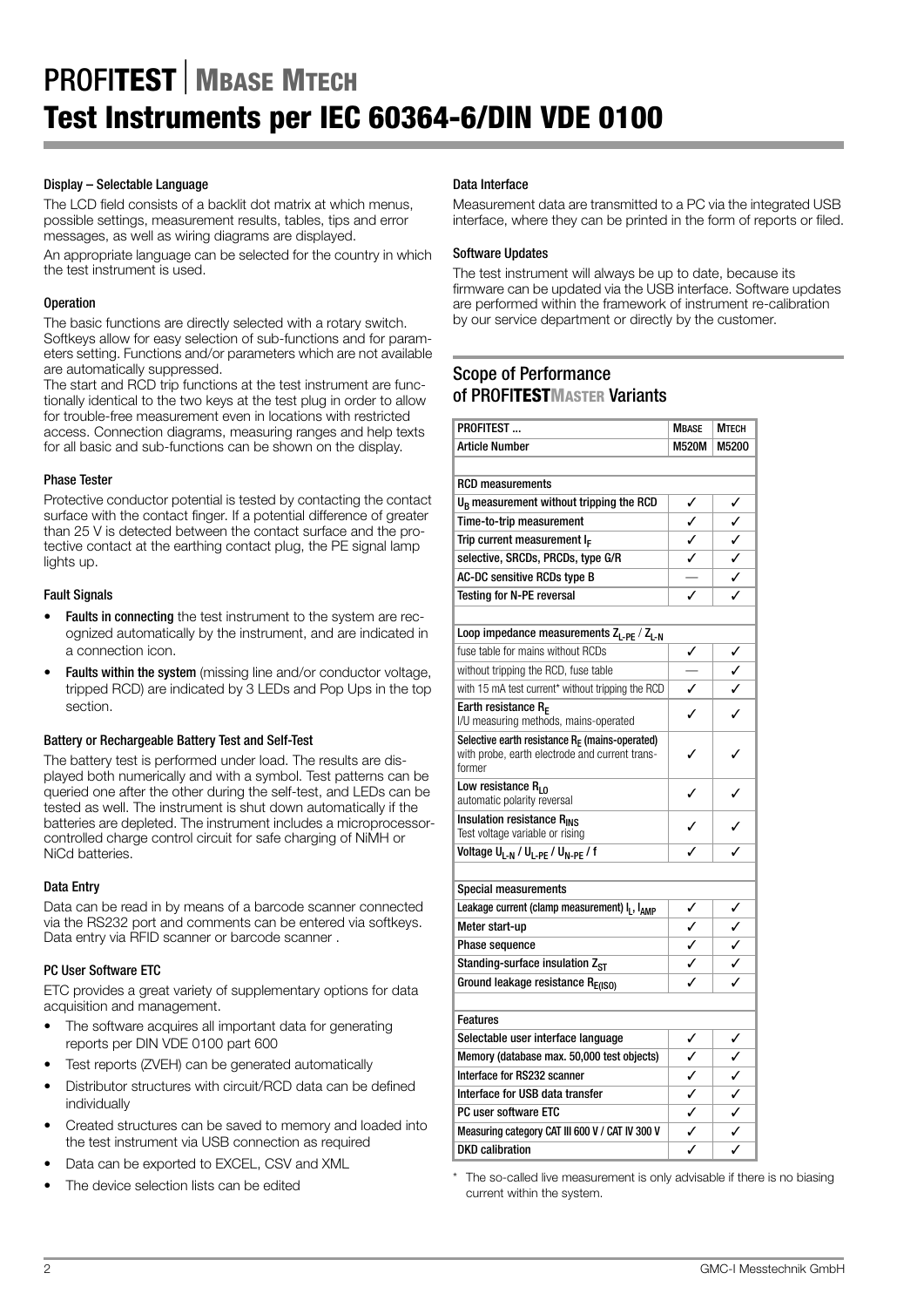# PROFITEST | MBASE MTECH

# Test Instruments per IEC 60364-6/DIN VDE 0100

#### Display – Selectable Language

The LCD field consists of a backlit dot matrix at which menus, possible settings, measurement results, tables, tips and error messages, as well as wiring diagrams are displayed.

An appropriate language can be selected for the country in which the test instrument is used.

#### Operation

The basic functions are directly selected with a rotary switch. Softkeys allow for easy selection of sub-functions and for parameters setting. Functions and/or parameters which are not available are automatically suppressed.

The start and RCD trip functions at the test instrument are functionally identical to the two keys at the test plug in order to allow for trouble-free measurement even in locations with restricted access. Connection diagrams, measuring ranges and help texts for all basic and sub-functions can be shown on the display.

#### Phase Tester

Protective conductor potential is tested by contacting the contact surface with the contact finger. If a potential difference of greater than 25 V is detected between the contact surface and the protective contact at the earthing contact plug, the PE signal lamp lights up.

#### Fault Signals

- **Faults in connecting** the test instrument to the system are recognized automatically by the instrument, and are indicated in a connection icon.
- **Faults within the system** (missing line and/or conductor voltage, tripped RCD) are indicated by 3 LEDs and Pop Ups in the top section.

#### Battery or Rechargeable Battery Test and Self-Test

The battery test is performed under load. The results are displayed both numerically and with a symbol. Test patterns can be queried one after the other during the self-test, and LEDs can be tested as well. The instrument is shut down automatically if the batteries are depleted. The instrument includes a microprocessor-controlled charge control circuit for safe charging of NiMH or NiCd batteries.

#### Data Entry

Data can be read in by means of a barcode scanner connected via the RS232 port and comments can be entered via softkeys. Data entry via RFID scanner or barcode scanner .

#### PC User Software ETC

ETC provides a great variety of supplementary options for data acquisition and management.

- The software acquires all important data for generating reports per DIN VDE 0100 part 600
- Test reports (ZVEH) can be generated automatically
- Distributor structures with circuit/RCD data can be defined individually
- Created structures can be saved to memory and loaded into the test instrument via USB connection as required
- Data can be exported to EXCEL, CSV and XML
- The device selection lists can be edited

#### Data Interface

Measurement data are transmitted to a PC via the integrated USB interface, where they can be printed in the form of reports or filed.

#### Software Updates

The test instrument will always be up to date, because its firmware can be updated via the USB interface. Software updates are performed within the framework of instrument re-calibration by our service department or directly by the customer.

## Scope of Performance of PROFITESTMASTER Variants

| PROFITEST ... | MBASE | MTECH |
|---|---|---|
| Article Number | M520M | M5200 |
| | | |
| **RCD measurements** | | |
| $U_B$ measurement without tripping the RCD | ✓ | ✓ |
| Time-to-trip measurement | ✓ | ✓ |
| Trip current measurement $I_F$ | ✓ | ✓ |
| selective, SRCDs, PRCDs, type G/R | ✓ | ✓ |
| AC-DC sensitive RCDs type B | — | ✓ |
| Testing for N-PE reversal | ✓ | ✓ |
| | | |
| **Loop impedance measurements $Z_{L-PE}$ / $Z_{L-N}$** | | |
| fuse table for mains without RCDs | ✓ | ✓ |
| without tripping the RCD, fuse table | — | ✓ |
| with 15 mA test current* without tripping the RCD | ✓ | ✓ |
| Earth resistance $R_E$ I/U measuring methods, mains-operated | ✓ | ✓ |
| Selective earth resistance $R_E$ (mains-operated) with probe, earth electrode and current transformer | ✓ | ✓ |
| Low resistance $R_{LO}$ automatic polarity reversal | ✓ | ✓ |
| Insulation resistance $R_{INS}$ Test voltage variable or rising | ✓ | ✓ |
| Voltage $U_{L-N}$ / $U_{L-PE}$ / $U_{N-PE}$ / f | ✓ | ✓ |
| | | |
| **Special measurements** | | |
| Leakage current (clamp measurement) $I_L$, $I_{AMP}$ | ✓ | ✓ |
| Meter start-up | ✓ | ✓ |
| Phase sequence | ✓ | ✓ |
| Standing-surface insulation $Z_{ST}$ | ✓ | ✓ |
| Ground leakage resistance $R_{E(ISO)}$ | ✓ | ✓ |
| | | |
| **Features** | | |
| Selectable user interface language | ✓ | ✓ |
| Memory (database max. 50,000 test objects) | ✓ | ✓ |
| Interface for RS232 scanner | ✓ | ✓ |
| Interface for USB data transfer | ✓ | ✓ |
| PC user software ETC | ✓ | ✓ |
| Measuring category CAT III 600 V / CAT IV 300 V | ✓ | ✓ |
| DKD calibration | ✓ | ✓ |

\* The so-called live measurement is only advisable if there is no biasing current within the system.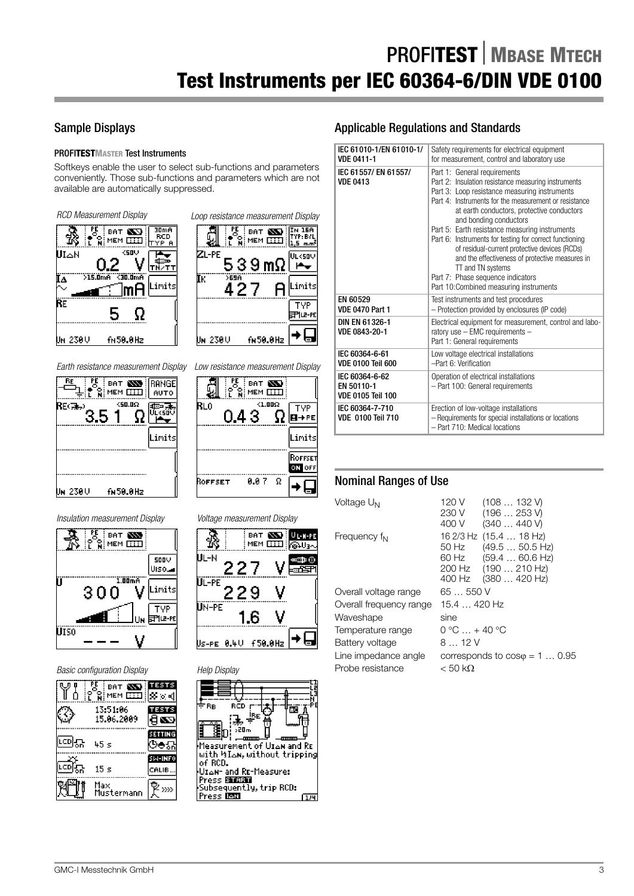# PROFITEST | MBASE MTECH

# Test Instruments per IEC 60364-6/DIN VDE 0100

## Sample Displays

### PROFITESTMASTER Test Instruments

Softkeys enable the user to select sub-functions and parameters conveniently. Those sub-functions and parameters which are not available are automatically suppressed.

*RCD Measurement Display*

*Loop resistance measurement Display*

*Earth resistance measurement Display*

*Low resistance measurement Display*

*Insulation measurement Display*

*Voltage measurement Display*

*Basic configuration Display*

*Help Display*

## Applicable Regulations and Standards

| | |
|---|---|
| IEC 61010-1/EN 61010-1/ VDE 0411-1 | Safety requirements for electrical equipment for measurement, control and laboratory use |
| IEC 61557/ EN 61557/ VDE 0413 | Part 1: General requirements<br>Part 2: Insulation resistance measuring instruments<br>Part 3: Loop resistance measuring instruments<br>Part 4: Instruments for the measurement or resistance at earth conductors, protective conductors and bonding conductors<br>Part 5: Earth resistance measuring instruments<br>Part 6: Instruments for testing for correct functioning of residual-current protective devices (RCDs) and the effectiveness of protective measures in TT and TN systems<br>Part 7: Phase sequence indicators<br>Part 10: Combined measuring instruments |
| EN 60529 VDE 0470 Part 1 | Test instruments and test procedures – Protection provided by enclosures (IP code) |
| DIN EN 61326-1 VDE 0843-20-1 | Electrical equipment for measurement, control and laboratory use – EMC requirements – Part 1: General requirements |
| IEC 60364-6-61 VDE 0100 Teil 600 | Low voltage electrical installations –Part 6: Verification |
| IEC 60364-6-62 EN 50110-1 VDE 0105 Teil 100 | Operation of electrical installations – Part 100: General requirements |
| IEC 60364-7-710 VDE 0100 Teil 710 | Erection of low-voltage installations – Requirements for special installations or locations – Part 710: Medical locations |

## Nominal Ranges of Use

| | | |
|---|---|---|
| Voltage $U_N$ | 120 V | (108 … 132 V) |
| | 230 V | (196 … 253 V) |
| | 400 V | (340 … 440 V) |
| Frequency $f_N$ | 16 2/3 Hz | (15.4 … 18 Hz) |
| | 50 Hz | (49.5 … 50.5 Hz) |
| | 60 Hz | (59.4 … 60.6 Hz) |
| | 200 Hz | (190 … 210 Hz) |
| | 400 Hz | (380 … 420 Hz) |
| Overall voltage range | 65 … 550 V | |
| Overall frequency range | 15.4 … 420 Hz | |
| Waveshape | sine | |
| Temperature range | 0 °C … + 40 °C | |
| Battery voltage | 8 … 12 V | |
| Line impedance angle | corresponds to $\cos\varphi = 1 \dots 0.95$ | |
| Probe resistance | < 50 kΩ | |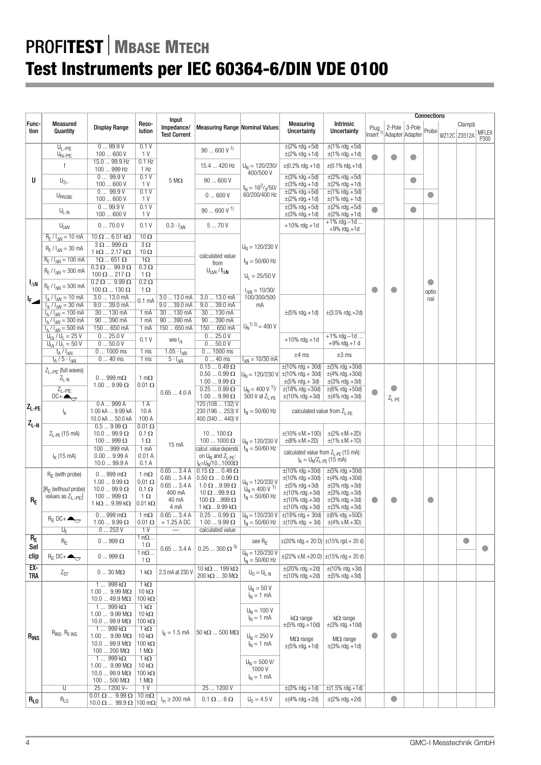# PROFITEST | MBASE MTECH

# Test Instruments per IEC 60364-6/DIN VDE 0100

| Function | Measured Quantity | Display Range | Resolution | Input Impedance/ Test Current | Measuring Range | Nominal Values | Measuring Uncertainty | Intrinsic Uncertainty | Plug Insert [1] | 2-Pole Adapter | 3-Pole Adapter | Probe | Clamps WZ12C | Clamps Z3512A | MFLEX P300 |
|---|---|---|---|---|---|---|---|---|---|---|---|---|---|---|---|
| U | $U_{L-PE}$ $U_{N-PE}$ | 0 ... 99.9 V<br>100 ... 600 V | 0.1 V<br>1 V | 5 MΩ | 90 ... 600 V [1] | $U_N$ = 120/230/ 400/500 V<br>$f_N$ = 16²/₃/50/ 60/200/400 Hz | ±(2% rdg.+5d)<br>±(2% rdg.+1d) | ±(1% rdg.+5d)<br>±(1% rdg.+1d) | ● | ● | ● | | | | |
| | f | 15.0 ... 99.9 Hz<br>100 ... 999 Hz | 0.1 Hz<br>1 Hz | | 15.4 ... 420 Hz | | ±(0.2% rdg.+1d) | ±(0.1% rdg.+1d) | | | | | | | |
| | $U_{3\sim}$ | 0 ... 99.9 V<br>100 ... 600 V | 0.1 V<br>1 V | | 90 ... 600 V | | ±(3% rdg.+5d)<br>±(3% rdg.+1d) | ±(2% rdg.+5d)<br>±(2% rdg.+1d) | | | ● | | | | |
| | $U_{PROBE}$ | 0 ... 99.9 V<br>100 ... 600 V | 0.1 V<br>1 V | | 0 ... 600 V | | ±(2% rdg.+5d)<br>±(2% rdg.+1d) | ±(1% rdg.+5d)<br>±(1% rdg.+1d) | | | | ● | | | |
| | $U_{L-N}$ | 0 ... 99.9 V<br>100 ... 600 V | 0.1 V<br>1 V | | 90 ... 600 V [1] | | ±(3% rdg.+5d)<br>±(3% rdg.+1d) | ±(2% rdg.+5d)<br>±(2% rdg.+1d) | ● | | ● | | | | |
| $I_{\Delta N}$<br>$I_F$ | $U_{I\Delta N}$ | 0 ... 70.0 V | 0.1 V | $0.3 \cdot I_{\Delta N}$ | 5 ... 70 V | $U_N$ = 120/230 V<br>$f_N$ = 50/60 Hz<br>$U_L$ = 25/50 V<br>$I_{\Delta N}$ = 10/30/ 100/300/500 mA<br>$U_N$[1) 2)] = 400 V | +10% rdg.+1d | +1% rdg.–1d ... +9% rdg.+1d | ● | ● | | ● optional | | | |
| | $R_E$ / $I_{\Delta N}$ = 10 mA | 10 Ω ... 6.51 kΩ | 10 Ω | | calculated value from $U_{I\Delta N}$ / $I_{\Delta N}$ | | | | | | | | | | |
| | $R_E$ / $I_{\Delta N}$ = 30 mA | 3 Ω ... 999 Ω<br>1 kΩ ... 2.17 kΩ | 3 Ω<br>10 Ω | | | | | | | | | | | | |
| | $R_E$ / $I_{\Delta N}$ = 100 mA | 1Ω ... 651 Ω | 1Ω | | | | | | | | | | | | |
| | $R_E$ / $I_{\Delta N}$ = 300 mA | 0.3 Ω ... 99.9 Ω<br>100 Ω ... 217 Ω | 0.3 Ω<br>1 Ω | | | | | | | | | | | | |
| | $R_E$ / $I_{\Delta N}$ = 500 mA | 0.2 Ω ... 9.99 Ω<br>100 Ω ... 130 Ω | 0.2 Ω<br>1 Ω | | | | | | | | | | | | |
| | $I_\Delta$ / $I_{\Delta N}$ = 10 mA | 3.0 ... 13.0 mA | 0.1 mA | 3.0 ... 13.0 mA | 3.0 ... 13.0 mA | | ±(5% rdg.+1d) | ±(3.5% rdg.+2d) | | | | | | | |
| | $I_\Delta$ / $I_{\Delta N}$ = 30 mA | 9.0 ... 39.0 mA | | 9.0 ... 39.0 mA | 9.0 ... 39.0 mA | | | | | | | | | | |
| | $I_\Delta$ / $I_{\Delta N}$ = 100 mA | 30 ... 130 mA | 1 mA | 30 ... 130 mA | 30 ... 130 mA | | | | | | | | | | |
| | $I_\Delta$ / $I_{\Delta N}$ = 300 mA | 90 ... 390 mA | 1 mA | 90 ... 390 mA | 90 ... 390 mA | | | | | | | | | | |
| | $I_\Delta$ / $I_{\Delta N}$ = 500 mA | 150 ... 650 mA | 1 mA | 150 ... 650 mA | 150 ... 650 mA | | | | | | | | | | |
| | $U_{I\Delta}$ / $U_L$ = 25 V<br>$U_{I\Delta}$ / $U_L$ = 50 V | 0 ... 25.0 V<br>0 ... 50.0 V | 0.1 V | wie $I_\Delta$ | 0 ... 25.0 V<br>0 ... 50.0 V | | +10% rdg.+1d | +1% rdg.–1d ... +9% rdg.+1 d | | | | | | | |
| | $t_A$ / $I_{\Delta N}$ | 0 ... 1000 ms | 1 ms | $1.05 \cdot I_{\Delta N}$ | 0 ... 1000 ms | | ±4 ms | ±3 ms | | | | | | | |
| | $t_A$ / $5 \cdot I_{\Delta N}$ | 0 ... 40 ms | 1 ms | $5 \cdot I_{\Delta N}$ | 0 ... 40 ms | $I_{\Delta N}$ = 10/30 mA | | | | | | | | | |
| $Z_{L-PE}$<br>$Z_{L-N}$ | $Z_{L-PE}$ (full waves)<br>$Z_{L-N}$ | 0 ... 999 mΩ<br>1.00 ... 9.99 Ω | 1 mΩ<br>0.01 Ω | 0.65 ... 4.0 A | 0.15 ... 0.49 Ω<br>0.50 ... 0.99 Ω<br>1.00 ... 9.99 Ω | $U_N$ = 120/230 V | ±(10% rdg.+ 30d)<br>±(10% rdg.+ 30d)<br>±(5% rdg.+ 3d) | ±(5% rdg.+30d)<br>±(4% rdg.+30d)<br>±(3% rdg.+3d) | ● | ● $Z_{L-PE}$ | | | | | |
| | $Z_{L-PE}$ DC+ | | | | 0.25 ... 0.99 Ω<br>1.00 ... 9.99 Ω | $U_N$ = 400 V [1)]/ 500 V at $Z_{L-PE}$ | ±(18% rdg.+30d)<br>±(10% rdg.+3d) | ±(6% rdg.+50d)<br>±(4% rdg.+3d) | | | | | | | |
| | $I_K$ | 0 A ... 999 A<br>1.00 kA ... 9.99 kA<br>10.0 kA ... 50.0 kA | 1 A<br>10 A<br>100 A | | 120 (108 ... 132) V<br>230 (196 ... 253) V<br>400 (340 ... 440) V | $f_N$ = 50/60 Hz | calculated value from $Z_{L-PE}$ | | | | | | | | |
| | $Z_{L-PE}$ (15 mA) | 0.5 ... 9.99 Ω<br>10.0 ... 99.9 Ω<br>100 ... 999 Ω | 0.01 Ω<br>0.1 Ω<br>1 Ω | 15 mA | 10 ... 100 Ω<br>100 ... 1000 Ω | $U_N$ = 120/230 V<br>$f_N$ = 50/60 Hz | ±(10% v.M.+10D)<br>±(8% v.M.+2D) | ±(2% v.M.+2D)<br>±(1% v.M.+1D) | | | | | | | |
| | $I_K$ (15 mA) | 100 ... 999 mA<br>0.00 ... 9.99 A<br>10.0 ... 99.9 A | 1 mA<br>0.01 A<br>0.1 A | | calcul. value depends on $U_N$ and $Z_{L-PE}$: $I_K=U_N/10...1000\Omega$ | | calculated value from $Z_{L-PE}$ (15 mA): $I_K = U_N/Z_{L-PE}$ (15 mA) | | | | | | | | |
| $R_E$ | $R_E$ (with probe)<br>[$R_E$ (without probe) values as $Z_{L-PE}$] | 0 ... 999 mΩ<br>1.00 ... 9.99 Ω<br>10.0 ... 99.9 Ω<br>100 ... 999 Ω<br>1 kΩ ... 9.99 kΩ | 1 mΩ<br>0.01 Ω<br>0.1 Ω<br>1 Ω<br>0.01 kΩ | 0.65 ... 3.4 A<br>0.65 ... 3.4 A<br>0.65 ... 3.4 A<br>400 mA<br>40 mA<br>4 mA | 0.15 Ω ... 0.49 Ω<br>0.50 Ω ... 0.99 Ω<br>1.0 Ω ...9.99 Ω<br>10 Ω ...99.9 Ω<br>100 Ω ...999 Ω<br>1 kΩ ...9.99 kΩ | $U_N$ = 120/230 V<br>$U_N$ = 400 V [1)]<br>$f_N$ = 50/60 Hz | ±(10% rdg.+30d)<br>±(10% rdg.+30d)<br>±(5% rdg.+3d)<br>±(10% rdg.+3d)<br>±(10% rdg.+3d)<br>±(10% rdg.+3d) | ±(5% rdg.+30d)<br>±(4% rdg.+30d)<br>±(3% rdg.+3d)<br>±(3% rdg.+3d)<br>±(3% rdg.+3d)<br>±(3% rdg.+3d) | ● | ● | | ● | | | |
| | $R_E$ DC+ | 0 ... 999 mΩ<br>1.00 ... 9.99 Ω | 1 mΩ<br>0.01 Ω | 0.65 ... 3.4 A<br>+ 1.25 A DC | 0.25 ... 0.99 Ω<br>1.00 ... 9.99 Ω | $U_N$ = 120/230 V<br>$f_N$ = 50/60 Hz | ±(18% rdg.+ 30d)<br>±(10% rdg. + 3d) | ±(6% rdg.+50D)<br>±(4% v.M.+3D) | | | | | | | |
| | $U_E$ | 0 ... 253 V | 1 V | — | calculated value | | | | | | | | | | |
| $R_E$ Sel clip | $R_E$ | 0 ... 999 Ω | 1 mΩ ... 1 Ω | 0.65 ... 3.4 A | 0.25 ... 300 Ω [5)] | see $R_E$ | ±(20% rdg.+ 20 D) | ±(15% rgd.+ 20 d) | | | | | | ● | ● |
| | $R_E$ DC+ | 0 ... 999 Ω | 1 mΩ ... 1 Ω | | | $U_N$ = 120/230 V<br>$f_N$ = 50/60 Hz | ±(22% v.M.+20 D) | ±(15% rdg.+ 20 d) | | | | | | | |
| EXTRA | $Z_{ST}$ | 0 ... 30 MΩ | 1 kΩ | 2.3 mA at 230 V | 10 kΩ ... 199 kΩ<br>200 kΩ ... 30 MΩ | $U_0 = U_{L-N}$ | ±(20% rdg.+2d)<br>±(10% rdg.+2d) | ±(10% rdg.+3d)<br>±(5% rdg.+3d) | | | | | | | |
| $R_{INS}$ | $R_{INS}$, $R_{E\ INS}$ | 1 ... 999 kΩ<br>1.00 ... 9.99 MΩ<br>10.0 ... 49.9 MΩ | 1 kΩ<br>10 kΩ<br>100 kΩ | $I_K$ = 1.5 mA | 50 kΩ ... 500 MΩ | $U_N$ = 50 V<br>$I_N$ = 1 mA | kΩ range ±(5% rdg.+10d)<br>MΩ range ±(5% rdg.+1d) | kΩ range ±(3% rdg.+10d)<br>MΩ range ±(3% rdg.+1d) | ● | ● | | | | | |
| | | 1 ... 999 kΩ<br>1.00 ... 9.99 MΩ<br>10.0 ... 99.9 MΩ | 1 kΩ<br>10 kΩ<br>100 kΩ | | | $U_N$ = 100 V<br>$I_N$ = 1 mA | | | | | | | | | |
| | | 1 ... 999 kΩ<br>1.00 ... 9.99 MΩ<br>10.0 ... 99.9 MΩ<br>100 ... 200 MΩ | 1 kΩ<br>10 kΩ<br>100 kΩ<br>1 MΩ | | | $U_N$ = 250 V<br>$I_N$ = 1 mA | | | | | | | | | |
| | | 1 ... 999 kΩ<br>1.00 ... 9.99 MΩ<br>10.0 ... 99.9 MΩ<br>100 ... 500 MΩ | 1 kΩ<br>10 kΩ<br>100 kΩ<br>1 MΩ | | | $U_N$ = 500 V/ 1000 V<br>$I_N$ = 1 mA | | | | | | | | | |
| | U | 25 ... 1200 V~ | 1 V | | 25 ... 1200 V | | ±(3% rdg.+1d) | ±(1.5% rdg.+1d) | | | | | | | |
| $R_{LO}$ | $R_{LO}$ | 0.01 Ω ... 9.99 Ω<br>10.0 Ω ... 99.9 Ω | 10 mΩ<br>100 mΩ | $I_m$ ≥ 200 mA | 0.1 Ω ... 6 Ω | $U_0$ = 4.5 V | ±(4% rdg.+2d) | ±(2% rdg.+2d) | | ● | | | | | |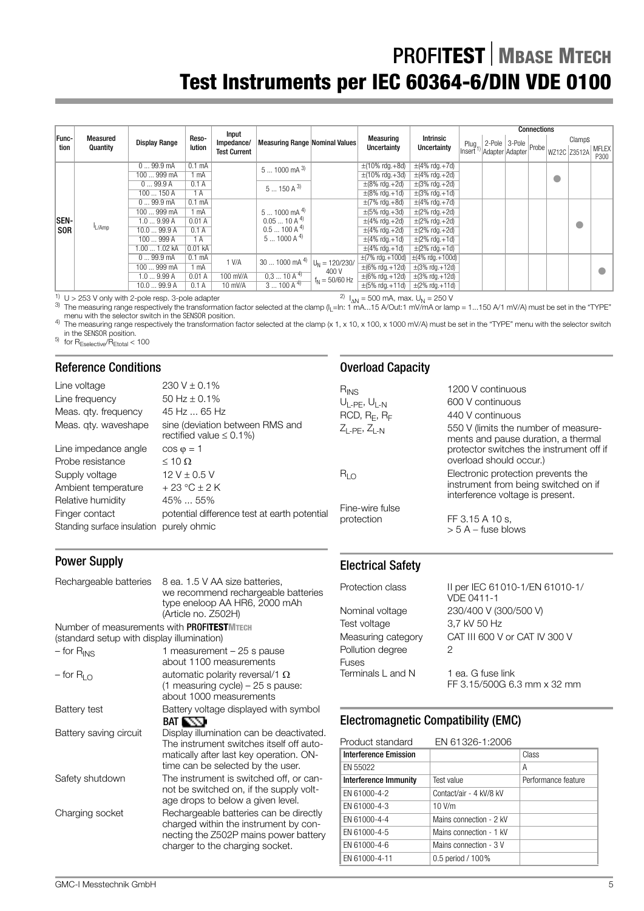# PROFITEST | MBASE MTECH

# Test Instruments per IEC 60364-6/DIN VDE 0100

| Func-tion | Measured Quantity | Display Range | Reso-lution | Input Impedance/ Test Current | Measuring Range | Nominal Values | Measuring Uncertainty | Intrinsic Uncertainty | Plug Insert [1] | 2-Pole Adapter | 3-Pole Adapter | Probe | Clamps WZ12C | Clamps Z3512A | Clamps MFLEX P300 |
|---|---|---|---|---|---|---|---|---|---|---|---|---|---|---|---|
| SEN-SOR | $I_{L/Amp}$ | 0 ... 99.9 mA | 0.1 mA | | 5 ... 1000 mA [3] | | ±(10% rdg.+8d) | ±(4% rdg.+7d) | | | | | ● | | |
| | | 100 ... 999 mA | 1 mA | | | | ±(10% rdg.+3d) | ±(4% rdg.+2d) | | | | | | | |
| | | 0 ... 99.9 A | 0.1 A | | 5 ... 150 A [3] | | ±(8% rdg.+2d) | ±(3% rdg.+2d) | | | | | | | |
| | | 100 ... 150 A | 1 A | | | | ±(8% rdg.+1d) | ±(3% rdg.+1d) | | | | | | | |
| | | 0 ... 99.9 mA | 0.1 mA | | 5 ... 1000 mA [4] | | ±(7% rdg.+8d) | ±(4% rdg.+7d) | | | | | | ● | |
| | | 100 ... 999 mA | 1 mA | | | | ±(5% rdg.+3d) | ±(2% rdg.+2d) | | | | | | | |
| | | 1.0 ... 9.99 A | 0.01 A | | 0.05 ... 10 A [4] | | ±(4% rdg.+2d) | ±(2% rdg.+2d) | | | | | | | |
| | | 10.0 ... 99.9 A | 0.1 A | | 0.5 ... 100 A [4] | | ±(4% rdg.+2d) | ±(2% rdg.+2d) | | | | | | | |
| | | 100 ... 999 A | 1 A | | 5 ... 1000 A [4] | | ±(4% rdg.+1d) | ±(2% rdg.+1d) | | | | | | | |
| | | 1.00 ... 1.02 kA | 0.01 kA | | | | ±(4% rdg.+1d) | ±(2% rdg.+1d) | | | | | | | |
| | | 0 ... 99.9 mA | 0.1 mA | 1 V/A | 30 ... 1000 mA [4] | $U_N$ = 120/230/ 400 V $f_N$ = 50/60 Hz | ±(7% rdg.+100d) | ±(4% rdg.+100d) | | | | | | | ● |
| | | 100 ... 999 mA | 1 mA | | | | ±(6% rdg.+12d) | ±(3% rdg.+12d) | | | | | | | |
| | | 1.0 ... 9.99 A | 0.01 A | 100 mV/A | 0,3 ... 10 A [4] | | ±(6% rdg.+12d) | ±(3% rdg.+12d) | | | | | | | |
| | | 10.0 ... 99.9 A | 0.1 A | 10 mV/A | 3 ... 100 A [4] | | ±(5% rdg.+11d) | ±(2% rdg.+11d) | | | | | | | |

[1] U > 253 V only with 2-pole resp. 3-pole adapter

[2] $I_{\Delta N}$ = 500 mA, max. $U_N$ = 250 V

[3] The measuring range respectively the transformation factor selected at the clamp ($I_L$=In: 1 mA...15 A/Out:1 mV/mA or lamp = 1...150 A/1 mV/A) must be set in the "TYPE" menu with the selector switch in the SENSOR position.

[4] The measuring range respectively the transformation factor selected at the clamp (x 1, x 10, x 100, x 1000 mV/A) must be set in the "TYPE" menu with the selector switch in the SENSOR position.

[5] for $R_{Eselective}/R_{Etotal}$ < 100

## Reference Conditions

| | |
|---|---|
| Line voltage | 230 V ± 0.1% |
| Line frequency | 50 Hz ± 0.1% |
| Meas. qty. frequency | 45 Hz ... 65 Hz |
| Meas. qty. waveshape | sine (deviation between RMS and rectified value ≤ 0.1%) |
| Line impedance angle | cos φ = 1 |
| Probe resistance | ≤ 10 Ω |
| Supply voltage | 12 V ± 0.5 V |
| Ambient temperature | + 23 °C ± 2 K |
| Relative humidity | 45% ... 55% |
| Finger contact | potential difference test at earth potential |
| Standing surface insulation | purely ohmic |

## Power Supply

| | |
|---|---|
| Rechargeable batteries | 8 ea. 1.5 V AA size batteries, we recommend rechargeable batteries type eneloop AA HR6, 2000 mAh (Article no. Z502H) |

Number of measurements with **PROFITEST MTECH** (standard setup with display illumination)

| | |
|---|---|
| – for $R_{INS}$ | 1 measurement – 25 s pause about 1100 measurements |
| – for $R_{LO}$ | automatic polarity reversal/1 Ω (1 measuring cycle) – 25 s pause: about 1000 measurements |
| Battery test | Battery voltage displayed with symbol BAT |
| Battery saving circuit | Display illumination can be deactivated. The instrument switches itself off automatically after last key operation. ON-time can be selected by the user. |
| Safety shutdown | The instrument is switched off, or cannot be switched on, if the supply voltage drops to below a given level. |
| Charging socket | Rechargeable batteries can be directly charged within the instrument by connecting the Z502P mains power battery charger to the charging socket. |

## Overload Capacity

| | |
|---|---|
| $R_{INS}$ | 1200 V continuous |
| $U_{L-PE}$, $U_{L-N}$ | 600 V continuous |
| RCD, $R_E$, $R_F$ | 440 V continuous |
| $Z_{L-PE}$, $Z_{L-N}$ | 550 V (limits the number of measurements and pause duration, a thermal protector switches the instrument off if overload should occur.) |
| $R_{LO}$ | Electronic protection prevents the instrument from being switched on if interference voltage is present. |
| Fine-wire fulse protection | FF 3.15 A 10 s, > 5 A – fuse blows |

## Electrical Safety

| | |
|---|---|
| Protection class | II per IEC 61010-1/EN 61010-1/ VDE 0411-1 |
| Nominal voltage | 230/400 V (300/500 V) |
| Test voltage | 3,7 kV 50 Hz |
| Measuring category | CAT III 600 V or CAT IV 300 V |
| Pollution degree | 2 |
| Fuses Terminals L and N | 1 ea. G fuse link FF 3.15/500G 6.3 mm x 32 mm |

## Electromagnetic Compatibility (EMC)

Product standard EN 61326-1:2006

| Interference Emission | | Class |
|---|---|---|
| EN 55022 | | A |
| **Interference Immunity** | **Test value** | **Performance feature** |
| EN 61000-4-2 | Contact/air - 4 kV/8 kV | |
| EN 61000-4-3 | 10 V/m | |
| EN 61000-4-4 | Mains connection - 2 kV | |
| EN 61000-4-5 | Mains connection - 1 kV | |
| EN 61000-4-6 | Mains connection - 3 V | |
| EN 61000-4-11 | 0.5 period / 100% | |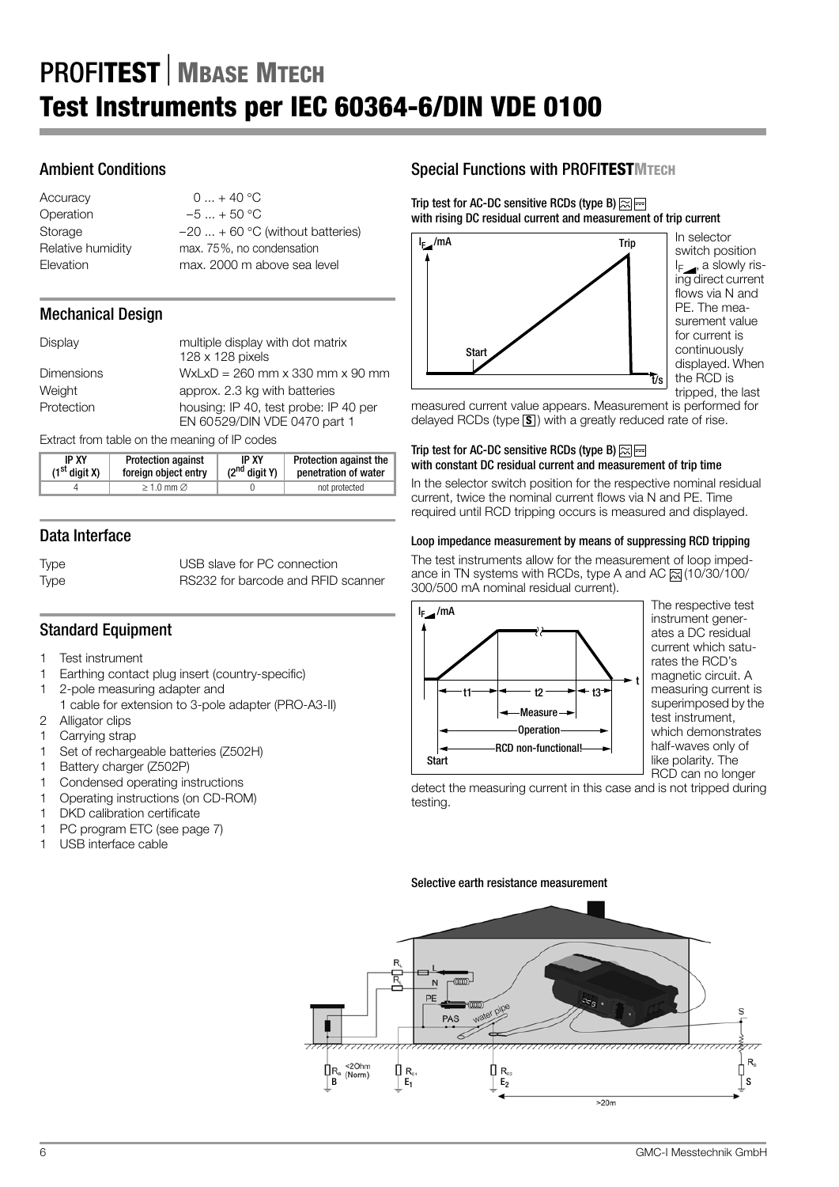# PROFITEST | MBASE MTECH
# Test Instruments per IEC 60364-6/DIN VDE 0100

## Ambient Conditions

| | |
|---|---|
| Accuracy | 0 ... + 40 °C |
| Operation | –5 ... + 50 °C |
| Storage | –20 ... + 60 °C (without batteries) |
| Relative humidity | max. 75%, no condensation |
| Elevation | max. 2000 m above sea level |

## Mechanical Design

| | |
|---|---|
| Display | multiple display with dot matrix 128 x 128 pixels |
| Dimensions | WxLxD = 260 mm x 330 mm x 90 mm |
| Weight | approx. 2.3 kg with batteries |
| Protection | housing: IP 40, test probe: IP 40 per EN 60529/DIN VDE 0470 part 1 |

Extract from table on the meaning of IP codes

| IP XY (1st digit X) | Protection against foreign object entry | IP XY (2nd digit Y) | Protection against the penetration of water |
|---|---|---|---|
| 4 | ≥ 1.0 mm ∅ | 0 | not protected |

## Data Interface

| | |
|---|---|
| Type | USB slave for PC connection |
| Type | RS232 for barcode and RFID scanner |

## Standard Equipment

- 1 Test instrument
- 1 Earthing contact plug insert (country-specific)
- 1 2-pole measuring adapter and
  1 cable for extension to 3-pole adapter (PRO-A3-II)
- 2 Alligator clips
- 1 Carrying strap
- 1 Set of rechargeable batteries (Z502H)
- 1 Battery charger (Z502P)
- 1 Condensed operating instructions
- 1 Operating instructions (on CD-ROM)
- 1 DKD calibration certificate
- 1 PC program ETC (see page 7)
- 1 USB interface cable

## Special Functions with PROFITESTMTECH

#### Trip test for AC-DC sensitive RCDs (type B) with rising DC residual current and measurement of trip current

In selector switch position $I_F$, a slowly rising direct current flows via N and PE. The measurement value for current is continuously displayed. When the RCD is tripped, the last measured current value appears. Measurement is performed for delayed RCDs (type S) with a greatly reduced rate of rise.

#### Trip test for AC-DC sensitive RCDs (type B) with constant DC residual current and measurement of trip time

In the selector switch position for the respective nominal residual current, twice the nominal current flows via N and PE. Time required until RCD tripping occurs is measured and displayed.

#### Loop impedance measurement by means of suppressing RCD tripping

The test instruments allow for the measurement of loop impedance in TN systems with RCDs, type A and AC (10/30/100/300/500 mA nominal residual current).

The respective test instrument generates a DC residual current which saturates the RCD's magnetic circuit. A measuring current is superimposed by the test instrument, which demonstrates half-waves only of like polarity. The RCD can no longer detect the measuring current in this case and is not tripped during testing.

#### Selective earth resistance measurement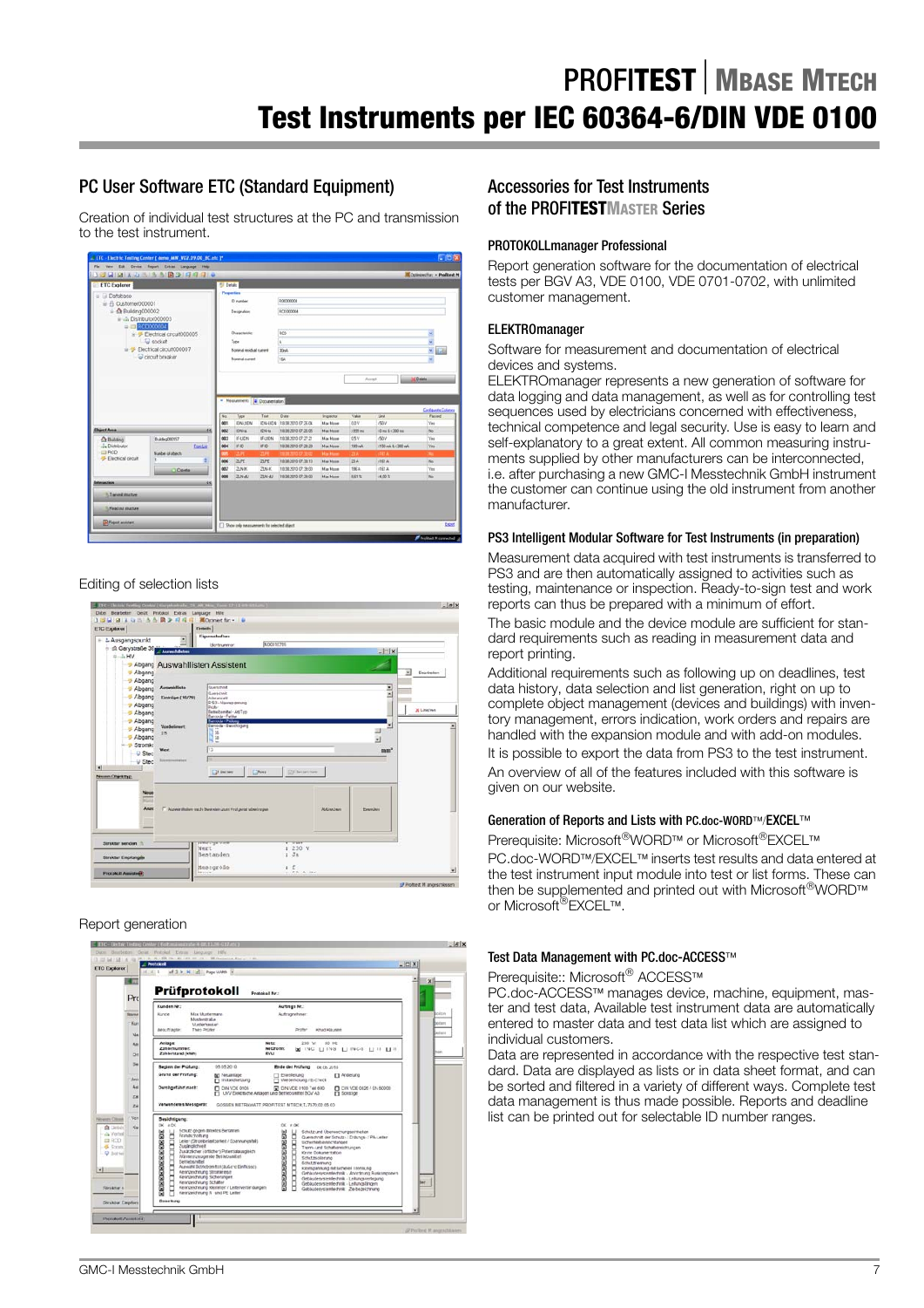# PROFITEST | MBASE MTECH

# Test Instruments per IEC 60364-6/DIN VDE 0100

## PC User Software ETC (Standard Equipment)

Creation of individual test structures at the PC and transmission to the test instrument.

Editing of selection lists

Report generation

## Accessories for Test Instruments of the PROFITESTMASTER Series

### PROTOKOLLmanager Professional

Report generation software for the documentation of electrical tests per BGV A3, VDE 0100, VDE 0701-0702, with unlimited customer management.

### ELEKTROmanager

Software for measurement and documentation of electrical devices and systems.

ELEKTROmanager represents a new generation of software for data logging and data management, as well as for controlling test sequences used by electricians concerned with effectiveness, technical competence and legal security. Use is easy to learn and self-explanatory to a great extent. All common measuring instruments supplied by other manufacturers can be interconnected, i.e. after purchasing a new GMC-I Messtechnik GmbH instrument the customer can continue using the old instrument from another manufacturer.

### PS3 Intelligent Modular Software for Test Instruments (in preparation)

Measurement data acquired with test instruments is transferred to PS3 and are then automatically assigned to activities such as testing, maintenance or inspection. Ready-to-sign test and work reports can thus be prepared with a minimum of effort.

The basic module and the device module are sufficient for standard requirements such as reading in measurement data and report printing.

Additional requirements such as following up on deadlines, test data history, data selection and list generation, right on up to complete object management (devices and buildings) with inventory management, errors indication, work orders and repairs are handled with the expansion module and with add-on modules.

It is possible to export the data from PS3 to the test instrument.

An overview of all of the features included with this software is given on our website.

### Generation of Reports and Lists with PC.doc-WORD™/EXCEL™

Prerequisite: Microsoft®WORD™ or Microsoft®EXCEL™

PC.doc-WORD™/EXCEL™ inserts test results and data entered at the test instrument input module into test or list forms. These can then be supplemented and printed out with Microsoft®WORD™ or Microsoft®EXCEL™.

### Test Data Management with PC.doc-ACCESS™

Prerequisite:: Microsoft® ACCESS™

PC.doc-ACCESS™ manages device, machine, equipment, master and test data, Available test instrument data are automatically entered to master data and test data list which are assigned to individual customers.

Data are represented in accordance with the respective test standard. Data are displayed as lists or in data sheet format, and can be sorted and filtered in a variety of different ways. Complete test data management is thus made possible. Reports and deadline list can be printed out for selectable ID number ranges.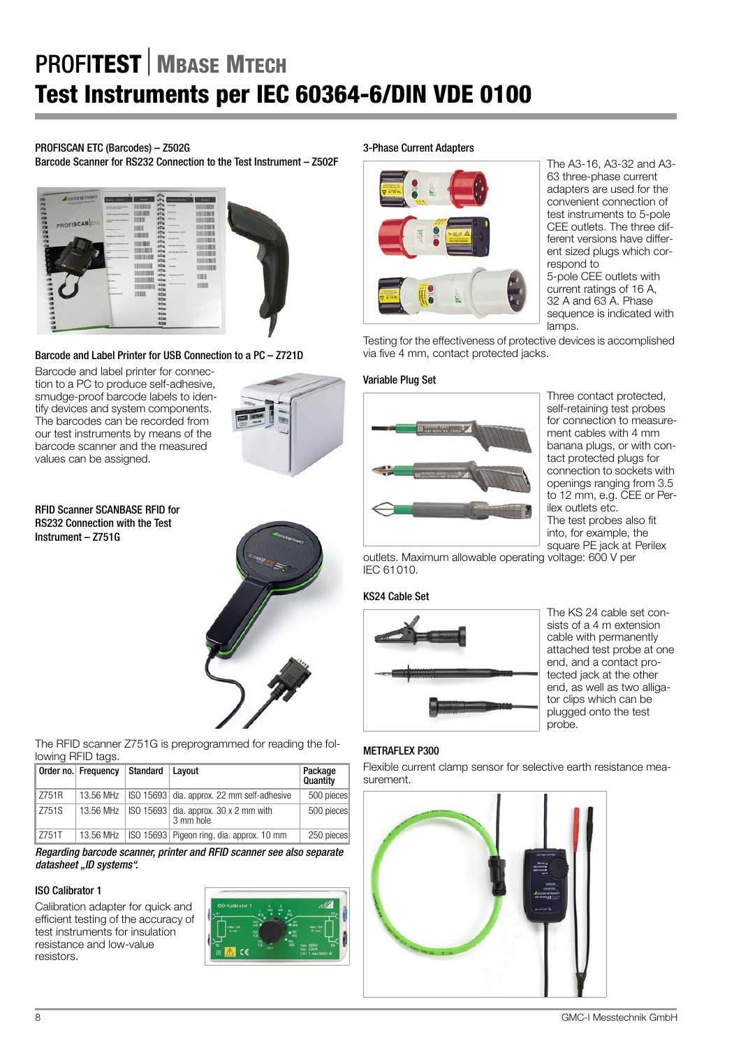# PROFITEST | MBASE MTECH

# Test Instruments per IEC 60364-6/DIN VDE 0100

### PROFISCAN ETC (Barcodes) – Z502G
### Barcode Scanner for RS232 Connection to the Test Instrument – Z502F

### Barcode and Label Printer for USB Connection to a PC – Z721D

Barcode and label printer for connection to a PC to produce self-adhesive, smudge-proof barcode labels to identify devices and system components. The barcodes can be recorded from our test instruments by means of the barcode scanner and the measured values can be assigned.

### RFID Scanner SCANBASE RFID for RS232 Connection with the Test Instrument – Z751G

The RFID scanner Z751G is preprogrammed for reading the following RFID tags.

| Order no. | Frequency | Standard | Layout | Package Quantity |
|---|---|---|---|---|
| Z751R | 13.56 MHz | ISO 15693 | dia. approx. 22 mm self-adhesive | 500 pieces |
| Z751S | 13.56 MHz | ISO 15693 | dia. approx. 30 x 2 mm with 3 mm hole | 500 pieces |
| Z751T | 13.56 MHz | ISO 15693 | Pigeon ring, dia. approx. 10 mm | 250 pieces |

***Regarding barcode scanner, printer and RFID scanner see also separate datasheet „ID systems".***

### ISO Calibrator 1

Calibration adapter for quick and efficient testing of the accuracy of test instruments for insulation resistance and low-value resistors.

### 3-Phase Current Adapters

The A3-16, A3-32 and A3-63 three-phase current adapters are used for the convenient connection of test instruments to 5-pole CEE outlets. The three different versions have different sized plugs which correspond to 5-pole CEE outlets with current ratings of 16 A, 32 A and 63 A. Phase sequence is indicated with lamps.

Testing for the effectiveness of protective devices is accomplished via five 4 mm, contact protected jacks.

### Variable Plug Set

Three contact protected, self-retaining test probes for connection to measurement cables with 4 mm banana plugs, or with contact protected plugs for connection to sockets with openings ranging from 3.5 to 12 mm, e.g. CEE or Perilex outlets etc.
The test probes also fit into, for example, the square PE jack at Perilex outlets. Maximum allowable operating voltage: 600 V per IEC 61010.

### KS24 Cable Set

The KS 24 cable set consists of a 4 m extension cable with permanently attached test probe at one end, and a contact protected jack at the other end, as well as two alligator clips which can be plugged onto the test probe.

### METRAFLEX P300

Flexible current clamp sensor for selective earth resistance measurement.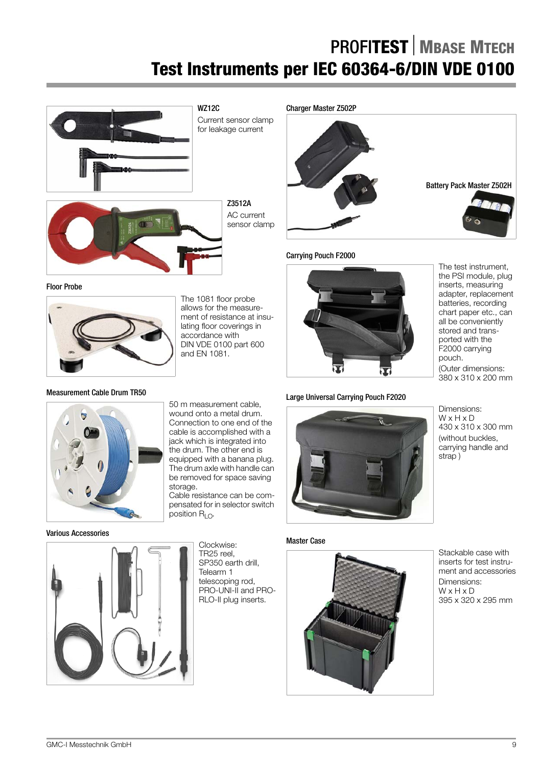# PROFITEST | MBASE MTECH
# Test Instruments per IEC 60364-6/DIN VDE 0100

### WZ12C

Current sensor clamp for leakage current

### Z3512A

AC current sensor clamp

### Floor Probe

The 1081 floor probe allows for the measurement of resistance at insulating floor coverings in accordance with DIN VDE 0100 part 600 and EN 1081.

### Measurement Cable Drum TR50

50 m measurement cable, wound onto a metal drum. Connection to one end of the cable is accomplished with a jack which is integrated into the drum. The other end is equipped with a banana plug. The drum axle with handle can be removed for space saving storage.
Cable resistance can be compensated for in selector switch position $R_{LO}$.

### Various Accessories

Clockwise:
TR25 reel,
SP350 earth drill,
Telearm 1 telescoping rod,
PRO-UNI-II and PRO-RLO-II plug inserts.

### Charger Master Z502P

### Battery Pack Master Z502H

### Carrying Pouch F2000

The test instrument, the PSI module, plug inserts, measuring adapter, replacement batteries, recording chart paper etc., can all be conveniently stored and transported with the F2000 carrying pouch.
(Outer dimensions: 380 x 310 x 200 mm

### Large Universal Carrying Pouch F2020

Dimensions:
W x H x D
430 x 310 x 300 mm
(without buckles, carrying handle and strap )

### Master Case

Stackable case with inserts for test instrument and accessories
Dimensions:
W x H x D
395 x 320 x 295 mm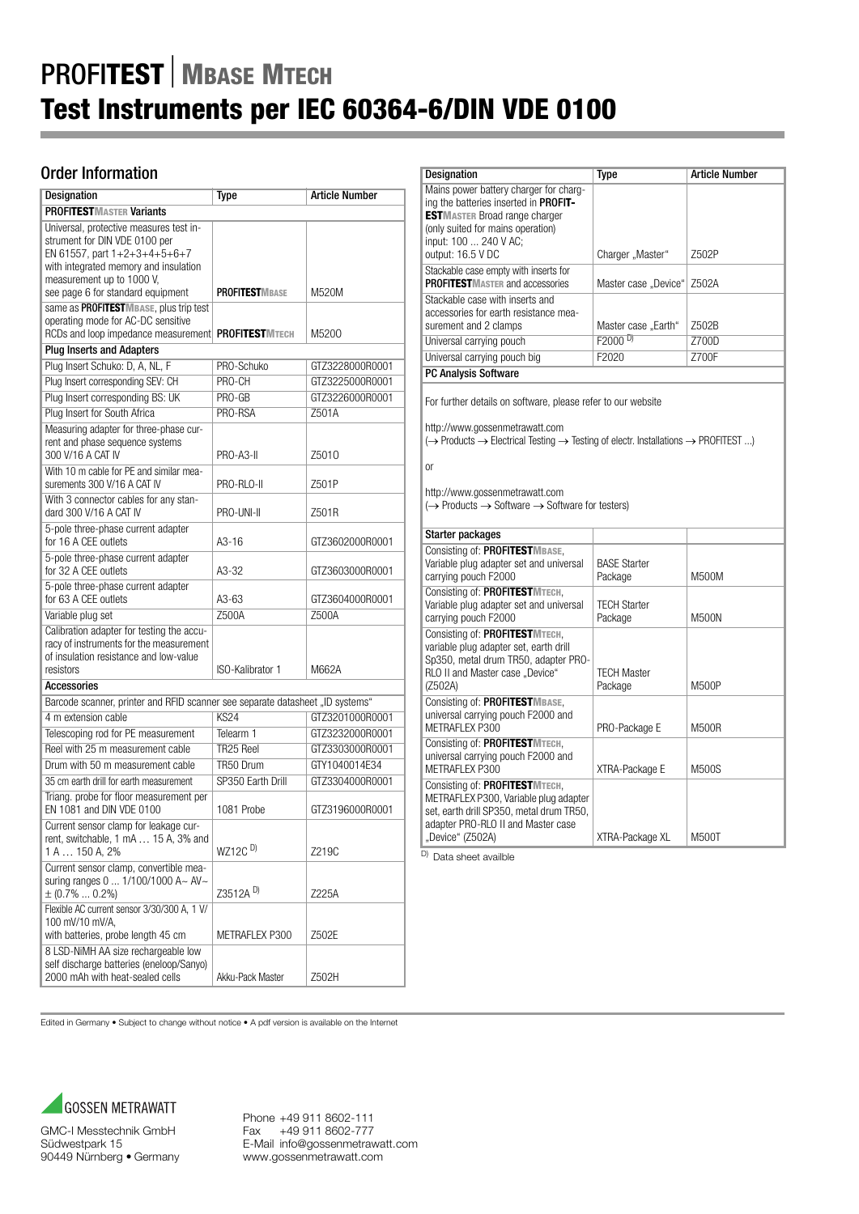# PROFITEST | MBASE MTECH

# Test Instruments per IEC 60364-6/DIN VDE 0100

## Order Information

| Designation | Type | Article Number |
|---|---|---|
| **PROFITESTMASTER Variants** | | |
| Universal, protective measures test instrument for DIN VDE 0100 per EN 61557, part 1+2+3+4+5+6+7 with integrated memory and insulation measurement up to 1000 V, see page 6 for standard equipment | PROFITESTMBASE | M520M |
| same as **PROFITESTMBASE**, plus trip test operating mode for AC-DC sensitive RCDs and loop impedance measurement | PROFITESTMTECH | M520O |
| **Plug Inserts and Adapters** | | |
| Plug Insert Schuko: D, A, NL, F | PRO-Schuko | GTZ3228000R0001 |
| Plug Insert corresponding SEV: CH | PRO-CH | GTZ3225000R0001 |
| Plug Insert corresponding BS: UK | PRO-GB | GTZ3226000R0001 |
| Plug Insert for South Africa | PRO-RSA | Z501A |
| Measuring adapter for three-phase current and phase sequence systems 300 V/16 A CAT IV | PRO-A3-II | Z501O |
| With 10 m cable for PE and similar measurements 300 V/16 A CAT IV | PRO-RLO-II | Z501P |
| With 3 connector cables for any standard 300 V/16 A CAT IV | PRO-UNI-II | Z501R |
| 5-pole three-phase current adapter for 16 A CEE outlets | A3-16 | GTZ3602000R0001 |
| 5-pole three-phase current adapter for 32 A CEE outlets | A3-32 | GTZ3603000R0001 |
| 5-pole three-phase current adapter for 63 A CEE outlets | A3-63 | GTZ3604000R0001 |
| Variable plug set | Z500A | Z500A |
| Calibration adapter for testing the accuracy of instruments for the measurement of insulation resistance and low-value resistors | ISO-Kalibrator 1 | M662A |
| **Accessories** | | |
| Barcode scanner, printer and RFID scanner see separate datasheet „ID systems" | | |
| 4 m extension cable | KS24 | GTZ3201000R0001 |
| Telescoping rod for PE measurement | Telearm 1 | GTZ3232000R0001 |
| Reel with 25 m measurement cable | TR25 Reel | GTZ3303000R0001 |
| Drum with 50 m measurement cable | TR50 Drum | GTY1040014E34 |
| 35 cm earth drill for earth measurement | SP350 Earth Drill | GTZ3304000R0001 |
| Triang. probe for floor measurement per EN 1081 and DIN VDE 0100 | 1081 Probe | GTZ3196000R0001 |
| Current sensor clamp for leakage current, switchable, 1 mA … 15 A, 3% and 1 A … 150 A, 2% | WZ12C [D)] | Z219C |
| Current sensor clamp, convertible measuring ranges 0 ... 1/100/1000 A~ AV~ ± (0.7% ... 0.2%) | Z3512A [D)] | Z225A |
| Flexible AC current sensor 3/30/300 A, 1 V/100 mV/10 mV/A, with batteries, probe length 45 cm | METRAFLEX P300 | Z502E |
| 8 LSD-NiMH AA size rechargeable low self discharge batteries (eneloop/Sanyo) 2000 mAh with heat-sealed cells | Akku-Pack Master | Z502H |
| Mains power battery charger for charging the batteries inserted in **PROFITESTMASTER** Broad range charger (only suited for mains operation) input: 100 ... 240 V AC; output: 16.5 V DC | Charger „Master" | Z502P |
| Stackable case empty with inserts for **PROFITESTMASTER** and accessories | Master case „Device" | Z502A |
| Stackable case with inserts and accessories for earth resistance measurement and 2 clamps | Master case „Earth" | Z502B |
| Universal carrying pouch | F2000 [D)] | Z700D |
| Universal carrying pouch big | F2020 | Z700F |
| **PC Analysis Software** | | |

For further details on software, please refer to our website

http://www.gossenmetrawatt.com
(→ Products → Electrical Testing → Testing of electr. Installations → PROFITEST ...)

or

http://www.gossenmetrawatt.com
(→ Products → Software → Software for testers)

| Designation | Type | Article Number |
|---|---|---|
| **Starter packages** | | |
| Consisting of: **PROFITESTMBASE**, Variable plug adapter set and universal carrying pouch F2000 | BASE Starter Package | M500M |
| Consisting of: **PROFITESTMTECH**, Variable plug adapter set and universal carrying pouch F2000 | TECH Starter Package | M500N |
| Consisting of: **PROFITESTMTECH**, variable plug adapter set, earth drill Sp350, metal drum TR50, adapter PRO-RLO II and Master case „Device" (Z502A) | TECH Master Package | M500P |
| Consisting of: **PROFITESTMBASE**, universal carrying pouch F2000 and METRAFLEX P300 | PRO-Package E | M500R |
| Consisting of: **PROFITESTMTECH**, universal carrying pouch F2000 and METRAFLEX P300 | XTRA-Package E | M500S |
| Consisting of: **PROFITESTMTECH**, METRAFLEX P300, Variable plug adapter set, earth drill SP350, metal drum TR50, adapter PRO-RLO II and Master case „Device" (Z502A) | XTRA-Package XL | M500T |

[D)] Data sheet availble

Edited in Germany • Subject to change without notice • A pdf version is available on the Internet

GOSSEN METRAWATT

GMC-I Messtechnik GmbH
Südwestpark 15
90449 Nürnberg • Germany

Phone +49 911 8602-111
Fax +49 911 8602-777
E-Mail info@gossenmetrawatt.com
www.gossenmetrawatt.com